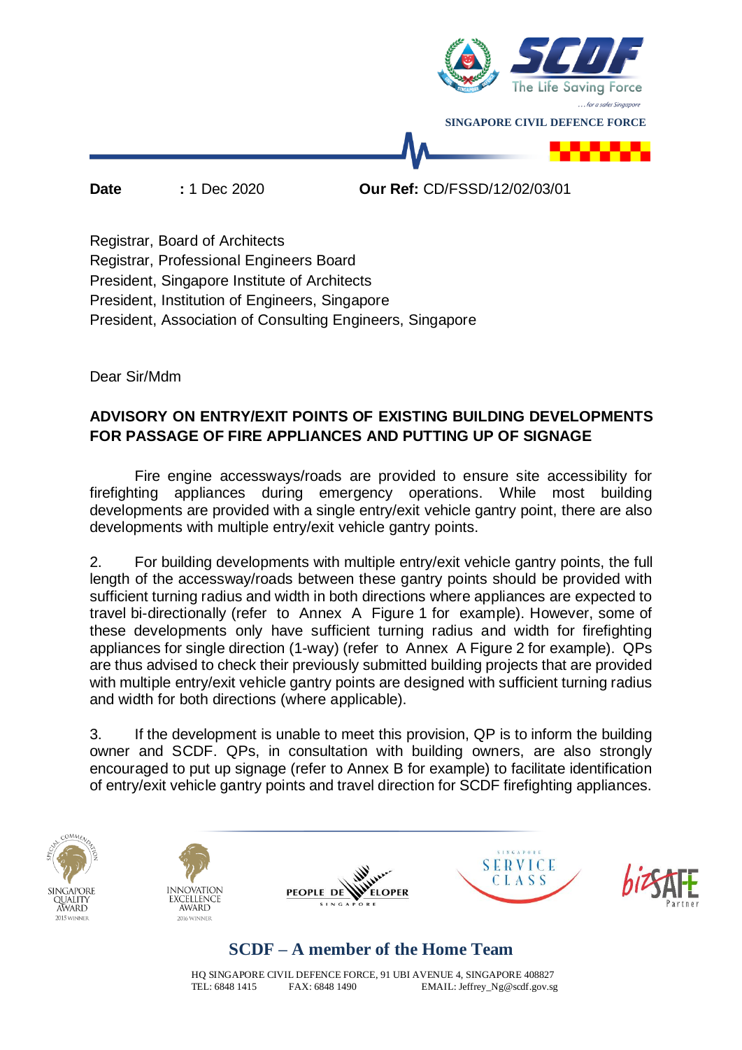SINGAPORE CIVIL DEFENCE FORCE

**Date** **:** 1 Dec 2020 **Our Ref:** CD/FSSD/12/02/03/01

Registrar, Board of Architects
Registrar, Professional Engineers Board
President, Singapore Institute of Architects
President, Institution of Engineers, Singapore
President, Association of Consulting Engineers, Singapore

Dear Sir/Mdm

**ADVISORY ON ENTRY/EXIT POINTS OF EXISTING BUILDING DEVELOPMENTS FOR PASSAGE OF FIRE APPLIANCES AND PUTTING UP OF SIGNAGE**

Fire engine accessways/roads are provided to ensure site accessibility for firefighting appliances during emergency operations. While most building developments are provided with a single entry/exit vehicle gantry point, there are also developments with multiple entry/exit vehicle gantry points.

2. For building developments with multiple entry/exit vehicle gantry points, the full length of the accessway/roads between these gantry points should be provided with sufficient turning radius and width in both directions where appliances are expected to travel bi-directionally (refer to Annex A Figure 1 for example). However, some of these developments only have sufficient turning radius and width for firefighting appliances for single direction (1-way) (refer to Annex A Figure 2 for example). QPs are thus advised to check their previously submitted building projects that are provided with multiple entry/exit vehicle gantry points are designed with sufficient turning radius and width for both directions (where applicable).

3. If the development is unable to meet this provision, QP is to inform the building owner and SCDF. QPs, in consultation with building owners, are also strongly encouraged to put up signage (refer to Annex B for example) to facilitate identification of entry/exit vehicle gantry points and travel direction for SCDF firefighting appliances.

**SCDF – A member of the Home Team**

HQ SINGAPORE CIVIL DEFENCE FORCE, 91 UBI AVENUE 4, SINGAPORE 408827
TEL: 6848 1415 FAX: 6848 1490 EMAIL: Jeffrey_Ng@scdf.gov.sg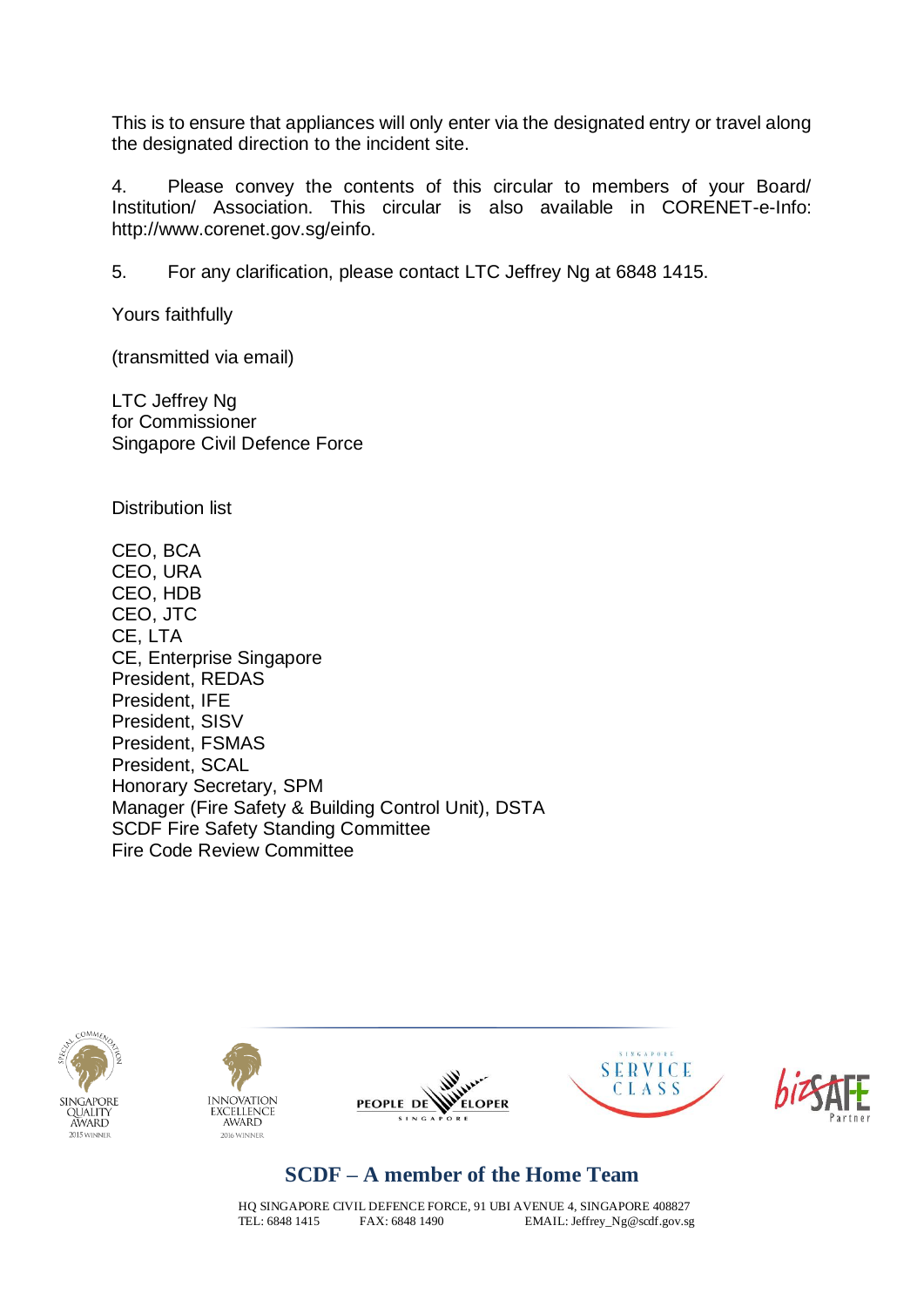This is to ensure that appliances will only enter via the designated entry or travel along the designated direction to the incident site.

4. Please convey the contents of this circular to members of your Board/ Institution/ Association. This circular is also available in CORENET-e-Info: http://www.corenet.gov.sg/einfo.

5. For any clarification, please contact LTC Jeffrey Ng at 6848 1415.

Yours faithfully

(transmitted via email)

LTC Jeffrey Ng
for Commissioner
Singapore Civil Defence Force

Distribution list

CEO, BCA
CEO, URA
CEO, HDB
CEO, JTC
CE, LTA
CE, Enterprise Singapore
President, REDAS
President, IFE
President, SISV
President, FSMAS
President, SCAL
Honorary Secretary, SPM
Manager (Fire Safety & Building Control Unit), DSTA
SCDF Fire Safety Standing Committee
Fire Code Review Committee

**SCDF – A member of the Home Team**

HQ SINGAPORE CIVIL DEFENCE FORCE, 91 UBI AVENUE 4, SINGAPORE 408827
TEL: 6848 1415 FAX: 6848 1490 EMAIL: Jeffrey_Ng@scdf.gov.sg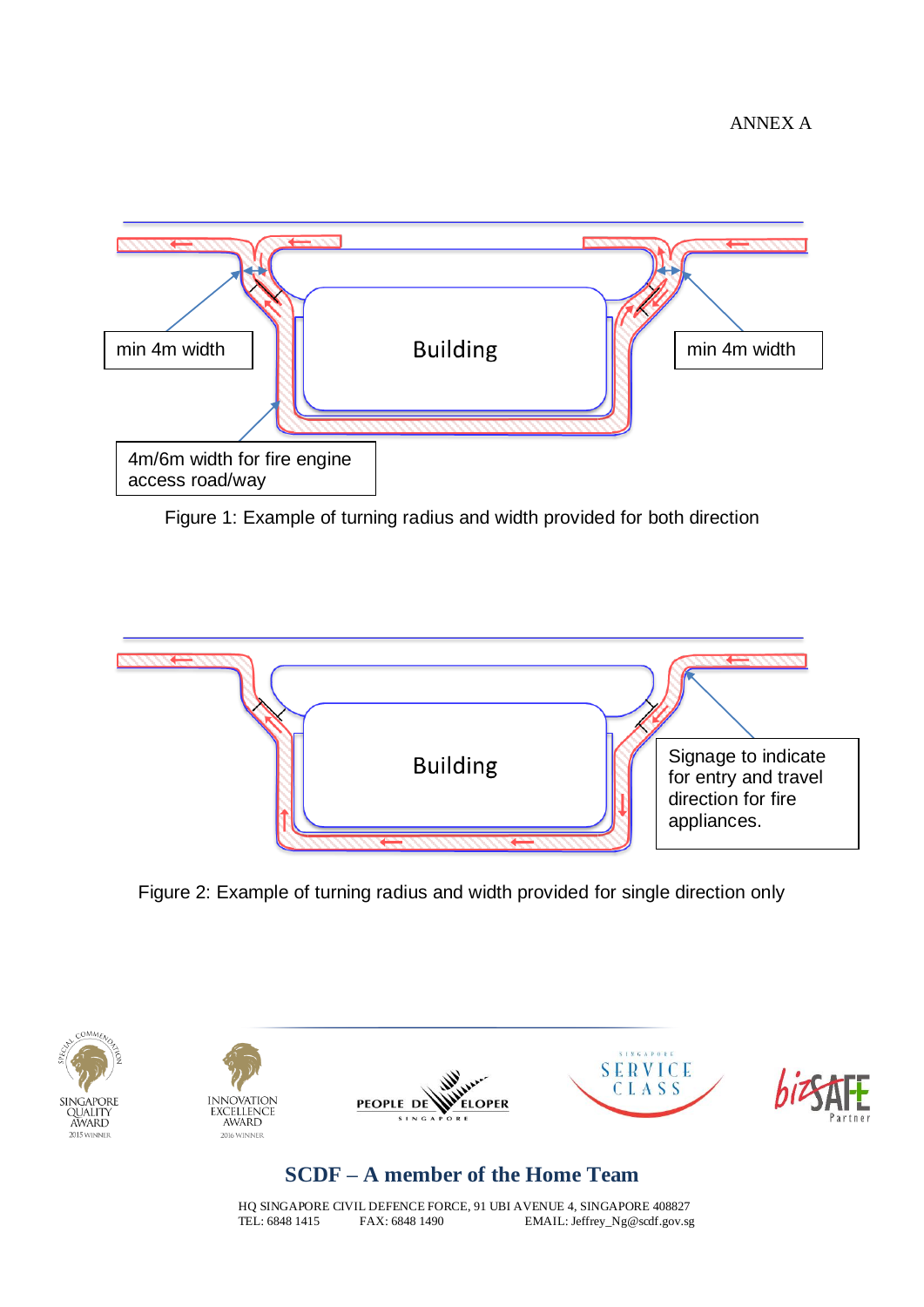ANNEX A

min 4m width

Building

min 4m width

4m/6m width for fire engine access road/way

Figure 1: Example of turning radius and width provided for both direction

Building

Signage to indicate for entry and travel direction for fire appliances.

Figure 2: Example of turning radius and width provided for single direction only

**SCDF – A member of the Home Team**

HQ SINGAPORE CIVIL DEFENCE FORCE, 91 UBI AVENUE 4, SINGAPORE 408827
TEL: 6848 1415 FAX: 6848 1490 EMAIL: Jeffrey_Ng@scdf.gov.sg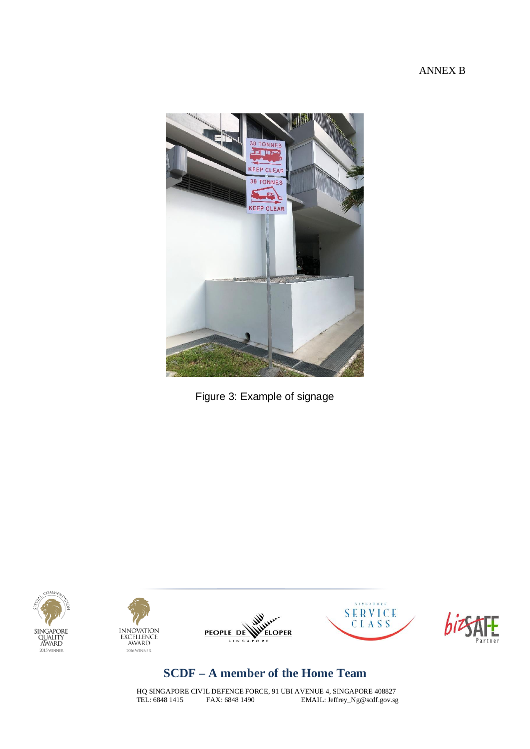ANNEX B

Figure 3: Example of signage

**SCDF – A member of the Home Team**

HQ SINGAPORE CIVIL DEFENCE FORCE, 91 UBI AVENUE 4, SINGAPORE 408827
TEL: 6848 1415 FAX: 6848 1490 EMAIL: Jeffrey_Ng@scdf.gov.sg